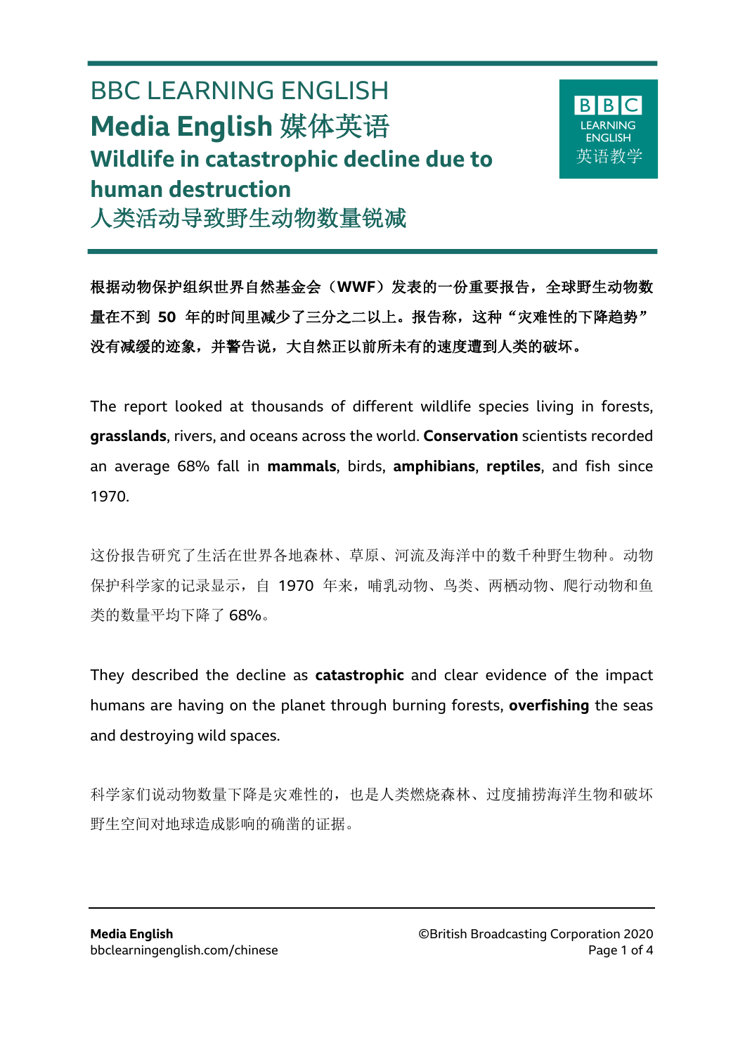# BBC LEARNING ENGLISH

## Media English 媒体英语

## Wildlife in catastrophic decline due to human destruction

## 人类活动导致野生动物数量锐减

**根据动物保护组织世界自然基金会（WWF）发表的一份重要报告，全球野生动物数量在不到 50 年的时间里减少了三分之二以上。报告称，这种“灾难性的下降趋势”没有减缓的迹象，并警告说，大自然正以前所未有的速度遭到人类的破坏。**

The report looked at thousands of different wildlife species living in forests, **grasslands**, rivers, and oceans across the world. **Conservation** scientists recorded an average 68% fall in **mammals**, birds, **amphibians**, **reptiles**, and fish since 1970.

这份报告研究了生活在世界各地森林、草原、河流及海洋中的数千种野生物种。动物保护科学家的记录显示，自 1970 年来，哺乳动物、鸟类、两栖动物、爬行动物和鱼类的数量平均下降了 68%。

They described the decline as **catastrophic** and clear evidence of the impact humans are having on the planet through burning forests, **overfishing** the seas and destroying wild spaces.

科学家们说动物数量下降是灾难性的，也是人类燃烧森林、过度捕捞海洋生物和破坏野生空间对地球造成影响的确凿的证据。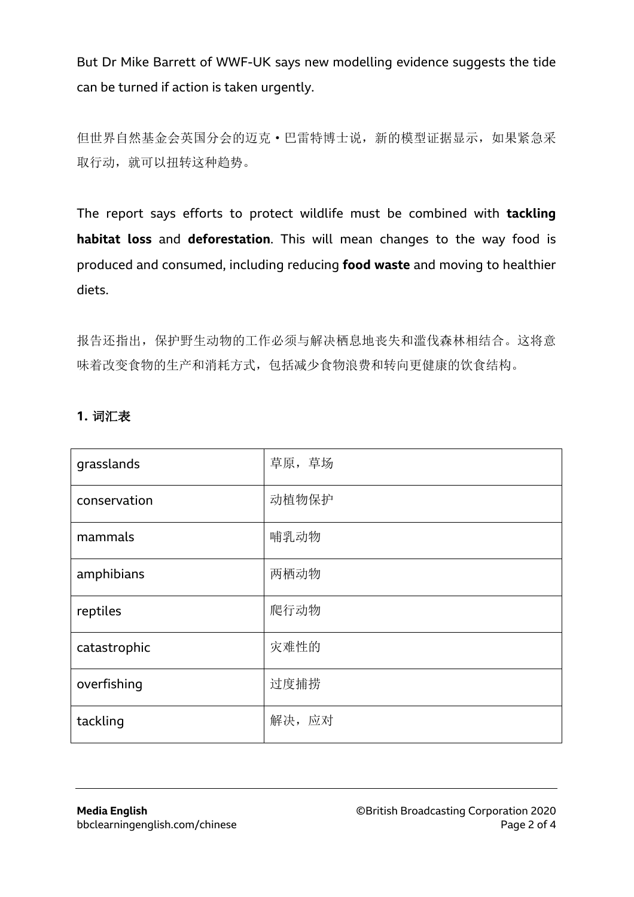But Dr Mike Barrett of WWF-UK says new modelling evidence suggests the tide can be turned if action is taken urgently.

但世界自然基金会英国分会的迈克·巴雷特博士说，新的模型证据显示，如果紧急采取行动，就可以扭转这种趋势。

The report says efforts to protect wildlife must be combined with **tackling habitat loss** and **deforestation**. This will mean changes to the way food is produced and consumed, including reducing **food waste** and moving to healthier diets.

报告还指出，保护野生动物的工作必须与解决栖息地丧失和滥伐森林相结合。这将意味着改变食物的生产和消耗方式，包括减少食物浪费和转向更健康的饮食结构。

## 1. 词汇表

| | |
|---|---|
| grasslands | 草原，草场 |
| conservation | 动植物保护 |
| mammals | 哺乳动物 |
| amphibians | 两栖动物 |
| reptiles | 爬行动物 |
| catastrophic | 灾难性的 |
| overfishing | 过度捕捞 |
| tackling | 解决，应对 |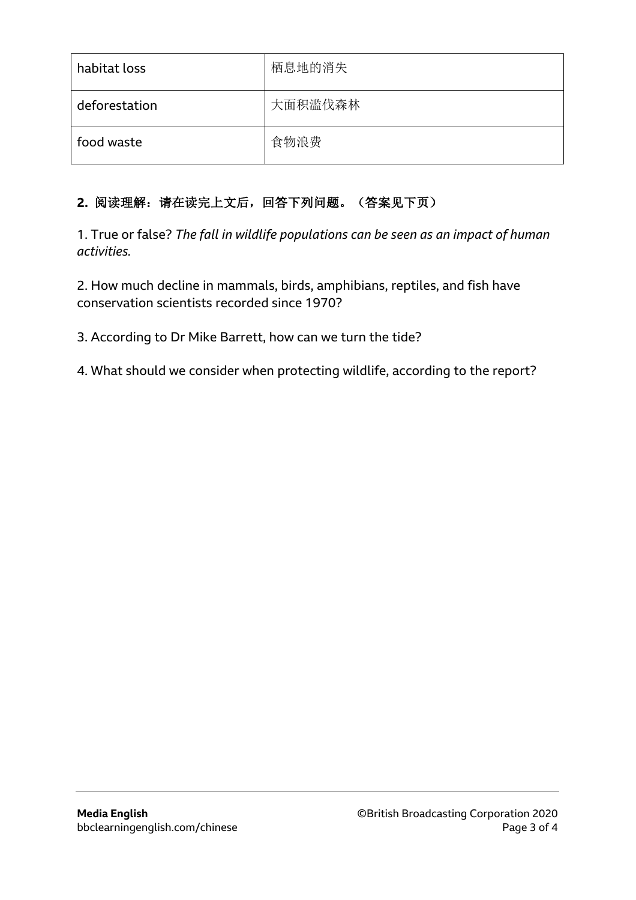| habitat loss | 栖息地的消失 |
| --- | --- |
| deforestation | 大面积滥伐森林 |
| food waste | 食物浪费 |

**2.** **阅读理解：请在读完上文后，回答下列问题。（答案见下页）**

1. True or false? *The fall in wildlife populations can be seen as an impact of human activities.*

2. How much decline in mammals, birds, amphibians, reptiles, and fish have conservation scientists recorded since 1970?

3. According to Dr Mike Barrett, how can we turn the tide?

4. What should we consider when protecting wildlife, according to the report?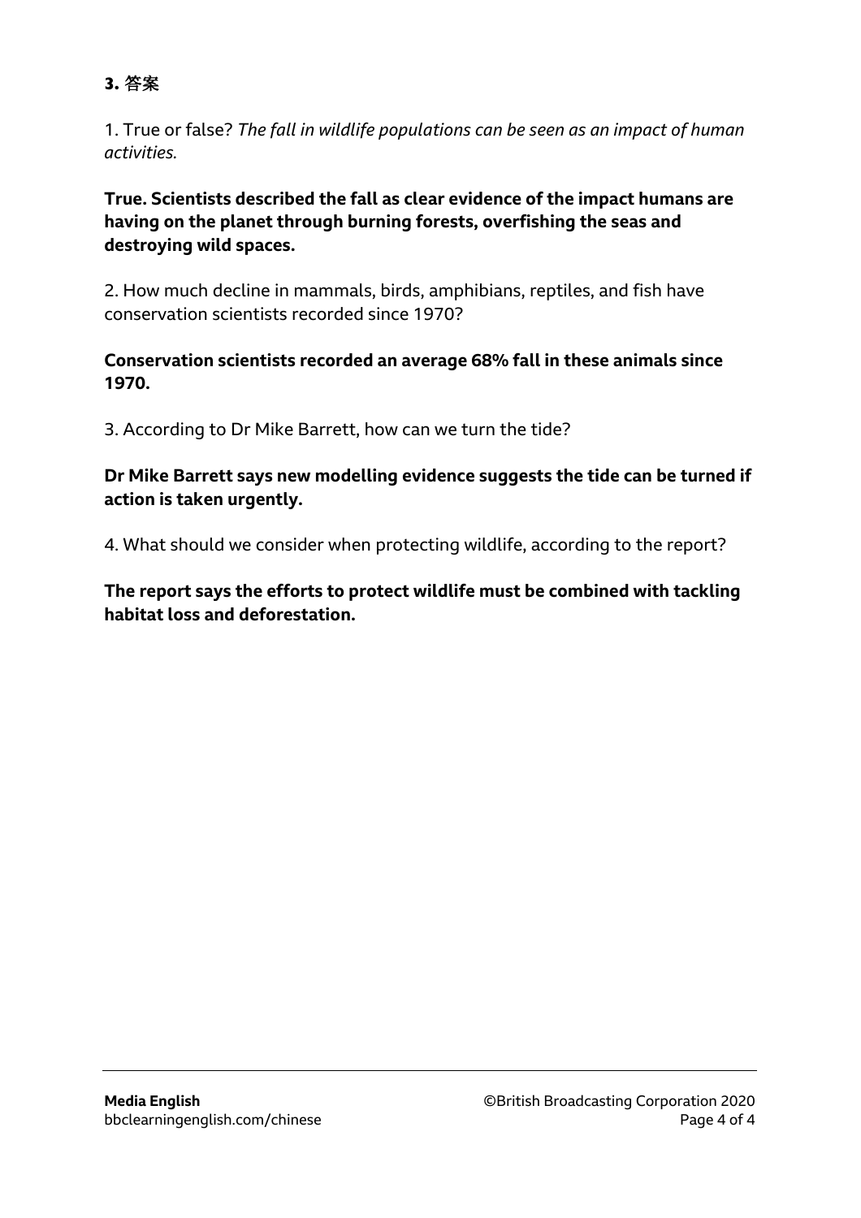### 3. 答案

1. True or false? *The fall in wildlife populations can be seen as an impact of human activities.*

**True. Scientists described the fall as clear evidence of the impact humans are having on the planet through burning forests, overfishing the seas and destroying wild spaces.**

2. How much decline in mammals, birds, amphibians, reptiles, and fish have conservation scientists recorded since 1970?

**Conservation scientists recorded an average 68% fall in these animals since 1970.**

3. According to Dr Mike Barrett, how can we turn the tide?

**Dr Mike Barrett says new modelling evidence suggests the tide can be turned if action is taken urgently.**

4. What should we consider when protecting wildlife, according to the report?

**The report says the efforts to protect wildlife must be combined with tackling habitat loss and deforestation.**